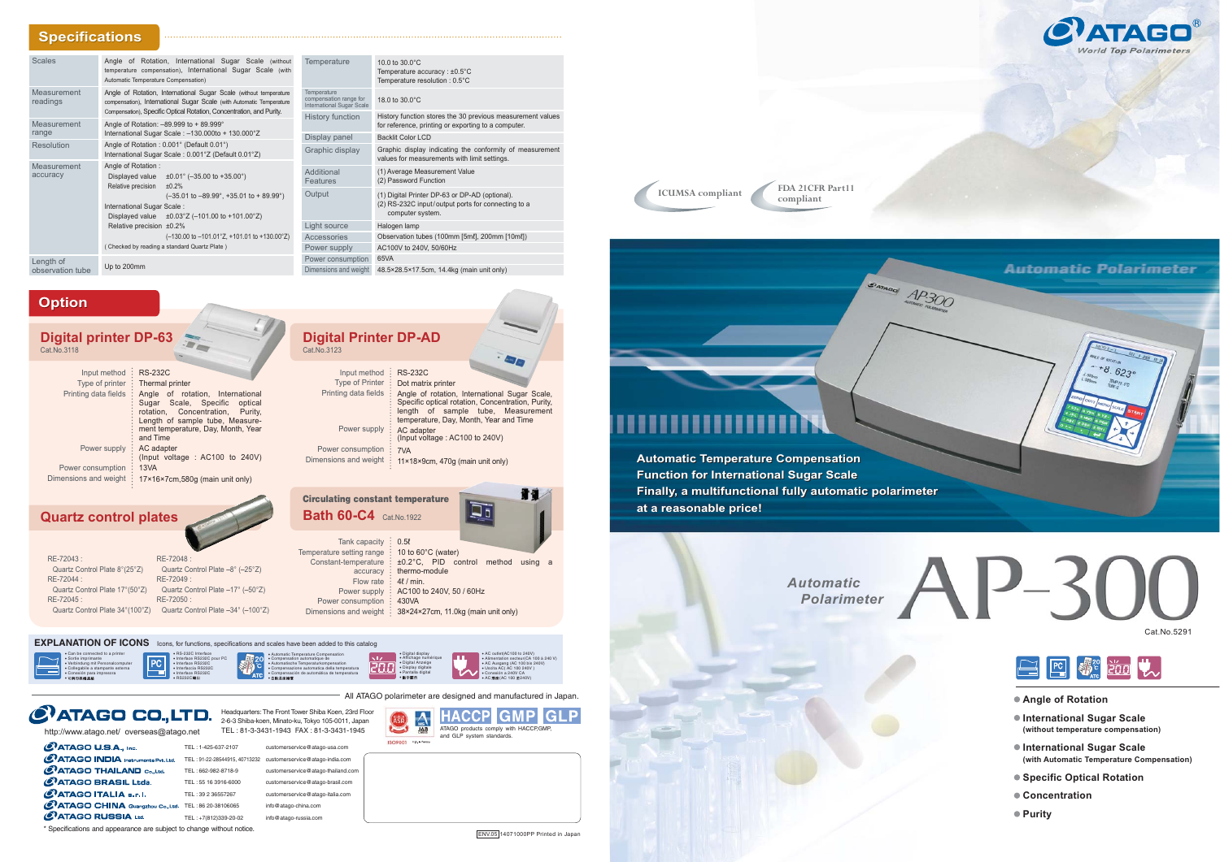## Specifications

| | | | |
|---|---|---|---|
| Scales | Angle of Rotation, International Sugar Scale (without temperature compensation), International Sugar Scale (with Automatic Temperature Compensation) | Temperature | 10.0 to 30.0°C<br>Temperature accuracy : ±0.5°C<br>Temperature resolution : 0.5°C |
| Measurement readings | Angle of Rotation, International Sugar Scale (without temperature compensation), International Sugar Scale (with Automatic Temperature Compensation), Specific Optical Rotation, Concentration, and Purity. | Temperature compensation range for International Sugar Scale | 18.0 to 30.0°C |
| Measurement range | Angle of Rotation: –89.999 to + 89.999°<br>International Sugar Scale : –130.000to + 130.000°Z | History function | History function stores the 30 previous measurement values for reference, printing or exporting to a computer. |
| Resolution | Angle of Rotation : 0.001° (Default 0.01°)<br>International Sugar Scale : 0.001°Z (Default 0.01°Z) | Display panel | Backlit Color LCD |
| Measurement accuracy | Angle of Rotation :<br>Displayed value ±0.01° (–35.00 to +35.00°)<br>Relative precision ±0.2% (–35.01 to –89.99°, +35.01 to + 89.99°)<br>International Sugar Scale :<br>Displayed value ±0.03°Z (–101.00 to +101.00°Z)<br>Relative precision ±0.2% (–130.00 to –101.01°Z, +101.01 to +130.00°Z)<br>( Checked by reading a standard Quartz Plate ) | Graphic display | Graphic display indicating the conformity of measurement values for measurements with limit settings. |
| | | Additional Features | (1) Average Measurement Value<br>(2) Password Function |
| | | Output | (1) Digital Printer DP-63 or DP-AD (optional).<br>(2) RS-232C input/output ports for connecting to a computer system. |
| | | Light source | Halogen lamp |
| | | Accessories | Observation tubes (100mm [5mf], 200mm [10mf]) |
| | | Power supply | AC100V to 240V, 50/60Hz |
| Length of observation tube | Up to 200mm | Power consumption | 65VA |
| | | Dimensions and weight | 48.5×28.5×17.5cm, 14.4kg (main unit only) |

## Option

### Digital printer DP-63
Cat.No.3118

| | |
|---|---|
| Input method | RS-232C |
| Type of printer | Thermal printer |
| Printing data fields | Angle of rotation, International Sugar Scale, Specific optical rotation, Concentration, Purity, Length of sample tube, Measurement temperature, Day, Month, Year and Time |
| Power supply | AC adapter (Input voltage : AC100 to 240V) |
| Power consumption | 13VA |
| Dimensions and weight | 17×16×7cm,580g (main unit only) |

### Digital Printer DP-AD
Cat.No.3123

| | |
|---|---|
| Input method | RS-232C |
| Type of Printer | Dot matrix printer |
| Printing data fields | Angle of rotation, International Sugar Scale, Specific optical rotation, Concentration, Purity, length of sample tube, Measurement temperature, Day, Month, Year and Time |
| Power supply | AC adapter (Input voltage : AC100 to 240V) |
| Power consumption | 7VA |
| Dimensions and weight | 11×18×9cm, 470g (main unit only) |

### Quartz control plates

| | |
|---|---|
| RE-72043 : Quartz Control Plate 8°(25°Z) | RE-72048 : Quartz Control Plate –8° (–25°Z) |
| RE-72044 : Quartz Control Plate 17°(50°Z) | RE-72049 : Quartz Control Plate –17° (–50°Z) |
| RE-72045 : Quartz Control Plate 34°(100°Z) | RE-72050 : Quartz Control Plate –34° (–100°Z) |

### Circulating constant temperature Bath 60-C4
Cat.No.1922

| | |
|---|---|
| Tank capacity | 0.5ℓ |
| Temperature setting range | 10 to 60°C (water) |
| Constant-temperature accuracy | ±0.2°C, PID control method using a thermo-module |
| Flow rate | 4ℓ / min. |
| Power supply | AC100 to 240V, 50 / 60Hz |
| Power consumption | 430VA |
| Dimensions and weight | 38×24×27cm, 11.0kg (main unit only) |

### EXPLANATION OF ICONS
Icons, for functions, specifications and scales have been added to this catalog

- Can be connected to a printer • Sortie imprimante • Verbindung mit Personalcomputer • Collegabile a stampante esterna • Conexión para impresora
- RS-232C Interface • Interface RS232C pour PC • Interface RS232C • Interfaccia RS232C • Interface RS232C
- Automatic Temperature Compensation • Compensation automatique de • Automatische Temperaturkompensation • Compensazione automatica della temperatura • Compensación de automática de temperatura
- Digital display • Affichage numérique • Digital Anzeige • Display digitale • Pantalla digital
- AC outlet(AC100 to 240V) • Alimentation secteur(CA 100 à 240 V) • AC Ausgang (AC 100 bis 240V) • Uscita AC(AC 100 240V) • Conexión a 240V CA

All ATAGO polarimeter are designed and manufactured in Japan.

**ATAGO CO.,LTD.**
Headquarters: The Front Tower Shiba Koen, 23rd Floor 2-6-3 Shiba-koen, Minato-ku, Tokyo 105-0011, Japan
TEL : 81-3-3431-1943 FAX : 81-3-3431-1945
http://www.atago.net/ overseas@atago.net

HACCP GMP GLP
ATAGO products comply with HACCP,GMP, and GLP system standards.

| | | |
|---|---|---|
| ATAGO U.S.A., Inc. | TEL : 1-425-637-2107 | customerservice@atago-usa.com |
| ATAGO INDIA Instruments Pvt. Ltd. | TEL : 91-22-28544915, 40713232 | customerservice@atago-india.com |
| ATAGO THAILAND Co.,Ltd. | TEL : 662-982-8718-9 | customerservice@atago-thailand.com |
| ATAGO BRASIL Ltda. | TEL : 55 16 3916-0000 | customerservice@atago-brasil.com |
| ATAGO ITALIA s.r.l. | TEL : 39 2 36557267 | customerservice@atago-italia.com |
| ATAGO CHINA Guangzhou Co.,Ltd. | TEL : 86 20-38106065 | info@atago-china.com |
| ATAGO RUSSIA Ltd. | TEL : +7(812)339-20-02 | customerservice@atago-russia.com |

* Specifications and appearance are subject to change without notice.

ENV.05 14071000PP Printed in Japan

---

**ATAGO** World Top Polarimeters

ICUMSA compliant

FDA 21CFR Part11 compliant

**Automatic Polarimeter**

**Automatic Temperature Compensation**
**Function for International Sugar Scale**
**Finally, a multifunctional fully automatic polarimeter at a reasonable price!**

# Automatic Polarimeter AP-300

Cat.No.5291

- Angle of Rotation
- International Sugar Scale (without temperature compensation)
- International Sugar Scale (with Automatic Temperature Compensation)
- Specific Optical Rotation
- Concentration
- Purity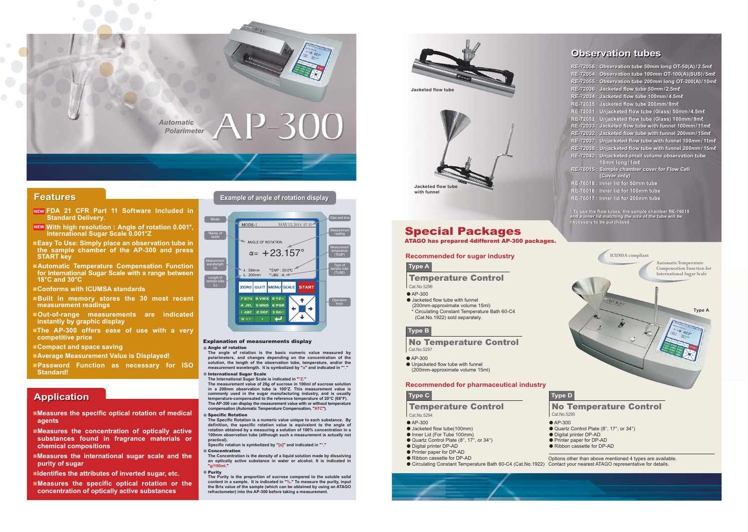Automatic Polarimeter

# AP-300

## Features

- NEW FDA 21 CFR Part 11 Software Included in Standard Delivery.
- NEW With high resolution : Angle of rotation 0.001°, International Sugar Scale 0.001°Z
- Easy To Use: Simply place an observation tube in the sample chamber of the AP-300 and press START key
- Automatic Temperature Compensation Function for International Sugar Scale with a range between 18°C and 30°C
- Conforms with ICUMSA standards
- Built in memory stores the 30 most recent measurement readings
- Out-of-range measurements are indicated instantly by graphic display
- The AP-300 offers ease of use with a very competitive price
- Compact and space saving
- Average Measurement Value is Displayed!
- Password Function as necessary for ISO Standard!

## Application

- Measures the specific optical rotation of medical agents
- Measures the concentration of optically active substances found in fragrance materials or chemical compositions
- Measures the international sugar scale and the purity of sugar
- Identifies the attributes of inverted sugar, etc.
- Measures the specific optical rotation or the concentration of optically active substances

## Example of angle of rotation display

Mode
Name of scale
Measurement wavelength (λ)
Length of sample tube (L)
Date and time
Measurement reading
Measurement temperature (TEMP)
Type of sample tube (TUBE)
Operation keys

MODE-1 MAY.12,2014 07:10
ANGLE OF ROTATION
α= +23.157°
λ : 589nm TEMP : 20.0°C
L : 200mm TUBE : A
ZERO QUIT MENU SCALE START

### Explanation of measurements display

- **Angle of rotation**
The angle of rotation is the basic numeric value measured by polarimeters, and changes depending on the concentration of the solution, the length of the observation tube, temperature, and/or the measurement wavelength. It is symbolized by "α" and indicated in "°."
- **International Sugar Scale**
The International Sugar Scale is indicated in "°Z."
The measurement value of 26g of sucrose in 100ml of sucrose solution in a 200mm observation tube is 100°Z. This measurement value is commonly used in the sugar manufacturing industry, and is usually temperature-compensated to the reference temperature of 20°C (68°F).
The AP-300 can display the measurement value with or without temperature compensation (Automatic Temperature Compensation, "ATC").
- **Specific Rotation**
The Specific Rotation is a numeric value unique to each substance. By definition, the specific rotation value is equivalent to the angle of rotation obtained by a measuring a solution of 100% concentration in a 100mm observation tube (although such a measurement is actually not practical).
Specific rotation is symbolized by "[α]" and indicated in "°."
- **Concentration**
The Concentration is the density of a liquid solution made by dissolving an optically active substance in water or alcohol. It is indicated in "g/100ml."
- **Purity**
The Purity is the proportion of sucrose compared to the soluble solid content in a sample. It is indicated in "%." To measure the purity, input the Brix value of the sample (which can be obtained by using an ATAGO refractometer) into the AP-300 before taking a measurement.

Jacketed flow tube

Jacketed flow tube with funnel

## Observation tubes

- RE-72056 : Observation tube 50mm long OT-50(A)/2.5mℓ
- RE-72054 : Observation tube 100mm OT-100(A)(SUS)/5mℓ
- RE-72055 : Observation tube 200mm long OT-200(A)/10mℓ
- RE-72036 : Jacketed flow tube 50mm/2.5mℓ
- RE-72034 : Jacketed flow tube 100mm/4.5mℓ
- RE-72035 : Jacketed flow tube 200mm/9mℓ
- RE-72051 : Unjacketed flow tube (Glass) 50mm/4.5mℓ
- RE-72052 : Unjacketed flow tube (Glass) 100mm/9mℓ
- RE-72033 : Jacketed flow tube with funnel 100mm/11mℓ
- RE-72032 : Jacketed flow tube with funnel 200mm/15mℓ
- RE-72037 : Unjacketed flow tube with funnel 100mm/11mℓ
- RE-72038 : Unjacketed flow tube with funnel 200mm/15mℓ
- RE-72042 : Unjacketed small volume observation tube 10mm long/1mℓ
- RE-76015 : Sample chamber cover for Flow Cell (Cover only)
- RE-76018 : Inner lid for 50mm tube
- RE-76016 : Inner lid for 100mm tube
- RE-76017 : Inner lid for 200mm tube

* To use the flow tubes, the sample chamber RE-76015 and a inner lid matching the size of the tube will be necessary to be purchased.

## Special Packages

**ATAGO has prepared 4different AP-300 packages.**

ICUMSA compliant

Automatic Temperature Compensation Function for International Sugar Scale

Type A

### Recommended for sugar industry

**Type A**

**Temperature Control**

Cat.No.5296

- AP-300
- Jacketed flow tube with funnel (200mm-approximate volume 15ml)
  * Circulating Constant Temperature Bath 60-C4 (Cat.No.1922) sold separately.

**Type B**

**No Temperature Control**

Cat.No.5297

- AP-300
- Unjacketed flow tube with funnel (200mm-approximate volume 15ml)

### Recommended for pharmaceutical industry

**Type C**

**Temperature Control**

Cat.No.5294

- AP-300
- Jacketed flow tube(100mm)
- Inner Lid (For Tube 100mm)
- Quartz Control Plate (8°, 17°, or 34°)
- Digital printer DP-AD
- Printer paper for DP-AD
- Ribbon cassette for DP-AD
- Circulating Constant Temperature Bath 60-C4 (Cat.No.1922)

**Type D**

**No Temperature Control**

Cat.No.5295

- AP-300
- Quartz Control Plate (8°, 17°, or 34°)
- Digital printer DP-AD
- Printer paper for DP-AD
- Ribbon cassette for DP-AD

Options other than above mentioned 4 types are available.
Contact your nearest ATAGO representative for details.